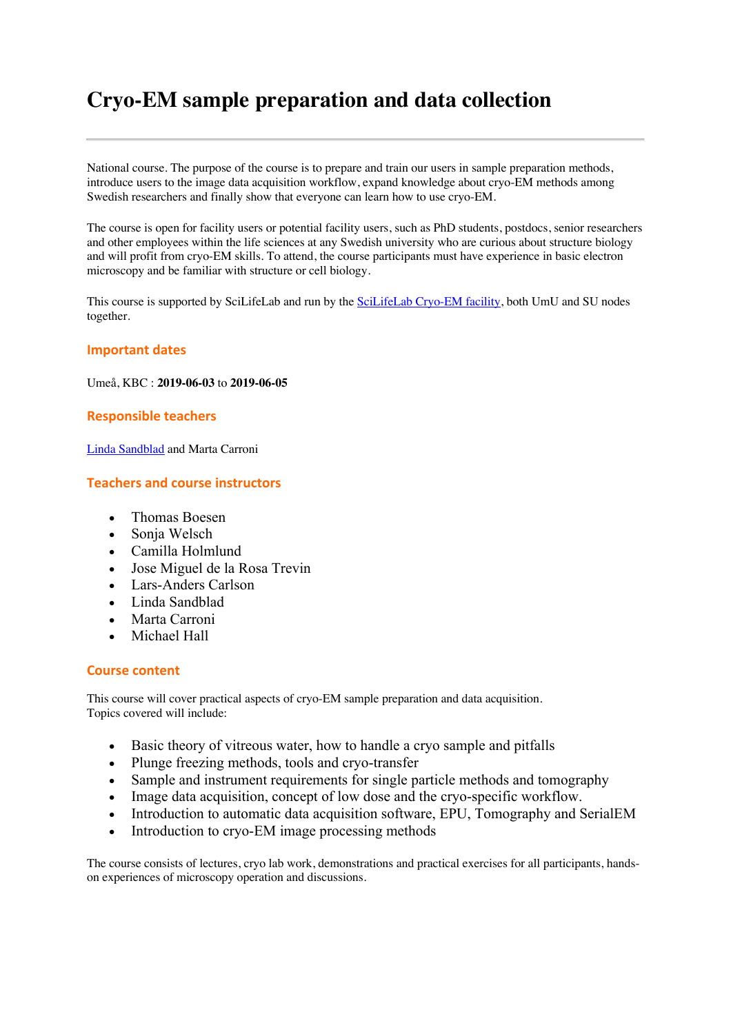# Cryo-EM sample preparation and data collection

---

National course. The purpose of the course is to prepare and train our users in sample preparation methods, introduce users to the image data acquisition workflow, expand knowledge about cryo-EM methods among Swedish researchers and finally show that everyone can learn how to use cryo-EM.

The course is open for facility users or potential facility users, such as PhD students, postdocs, senior researchers and other employees within the life sciences at any Swedish university who are curious about structure biology and will profit from cryo-EM skills. To attend, the course participants must have experience in basic electron microscopy and be familiar with structure or cell biology.

This course is supported by SciLifeLab and run by the SciLifeLab Cryo-EM facility, both UmU and SU nodes together.

## Important dates

Umeå, KBC : **2019-06-03** to **2019-06-05**

## Responsible teachers

Linda Sandblad and Marta Carroni

## Teachers and course instructors

- Thomas Boesen
- Sonja Welsch
- Camilla Holmlund
- Jose Miguel de la Rosa Trevin
- Lars-Anders Carlson
- Linda Sandblad
- Marta Carroni
- Michael Hall

## Course content

This course will cover practical aspects of cryo-EM sample preparation and data acquisition.
Topics covered will include:

- Basic theory of vitreous water, how to handle a cryo sample and pitfalls
- Plunge freezing methods, tools and cryo-transfer
- Sample and instrument requirements for single particle methods and tomography
- Image data acquisition, concept of low dose and the cryo-specific workflow.
- Introduction to automatic data acquisition software, EPU, Tomography and SerialEM
- Introduction to cryo-EM image processing methods

The course consists of lectures, cryo lab work, demonstrations and practical exercises for all participants, hands-on experiences of microscopy operation and discussions.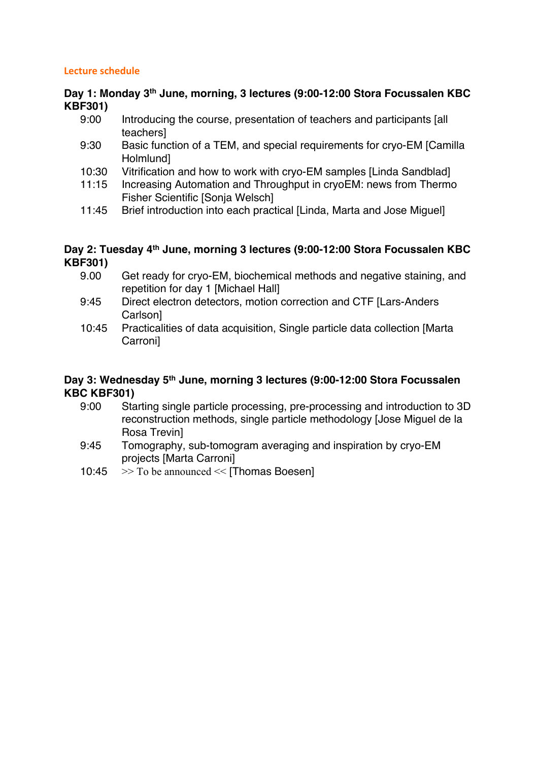**Lecture schedule**

### Day 1: Monday 3th June, morning, 3 lectures (9:00-12:00 Stora Focussalen KBC KBF301)

- 9:00 Introducing the course, presentation of teachers and participants [all teachers]
- 9:30 Basic function of a TEM, and special requirements for cryo-EM [Camilla Holmlund]
- 10:30 Vitrification and how to work with cryo-EM samples [Linda Sandblad]
- 11:15 Increasing Automation and Throughput in cryoEM: news from Thermo Fisher Scientific [Sonja Welsch]
- 11:45 Brief introduction into each practical [Linda, Marta and Jose Miguel]

### Day 2: Tuesday 4th June, morning 3 lectures (9:00-12:00 Stora Focussalen KBC KBF301)

- 9.00 Get ready for cryo-EM, biochemical methods and negative staining, and repetition for day 1 [Michael Hall]
- 9:45 Direct electron detectors, motion correction and CTF [Lars-Anders Carlson]
- 10:45 Practicalities of data acquisition, Single particle data collection [Marta Carroni]

### Day 3: Wednesday 5th June, morning 3 lectures (9:00-12:00 Stora Focussalen KBC KBF301)

- 9:00 Starting single particle processing, pre-processing and introduction to 3D reconstruction methods, single particle methodology [Jose Miguel de la Rosa Trevin]
- 9:45 Tomography, sub-tomogram averaging and inspiration by cryo-EM projects [Marta Carroni]
- 10:45 >> To be announced << [Thomas Boesen]